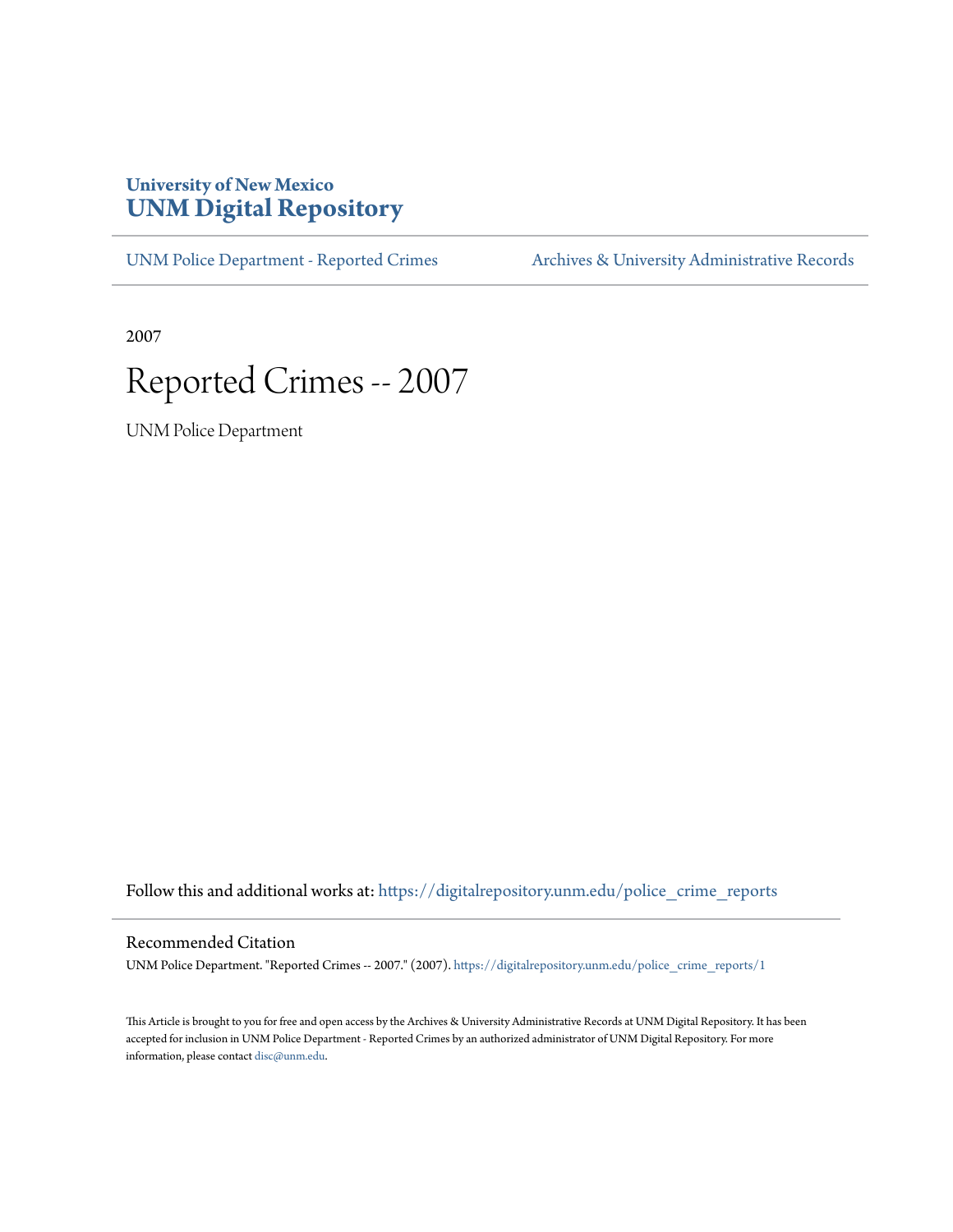University of New Mexico
**UNM Digital Repository**

UNM Police Department - Reported Crimes | Archives & University Administrative Records

2007

# Reported Crimes -- 2007

UNM Police Department

Follow this and additional works at: https://digitalrepository.unm.edu/police_crime_reports

## Recommended Citation

UNM Police Department. "Reported Crimes -- 2007." (2007). https://digitalrepository.unm.edu/police_crime_reports/1

This Article is brought to you for free and open access by the Archives & University Administrative Records at UNM Digital Repository. It has been accepted for inclusion in UNM Police Department - Reported Crimes by an authorized administrator of UNM Digital Repository. For more information, please contact disc@unm.edu.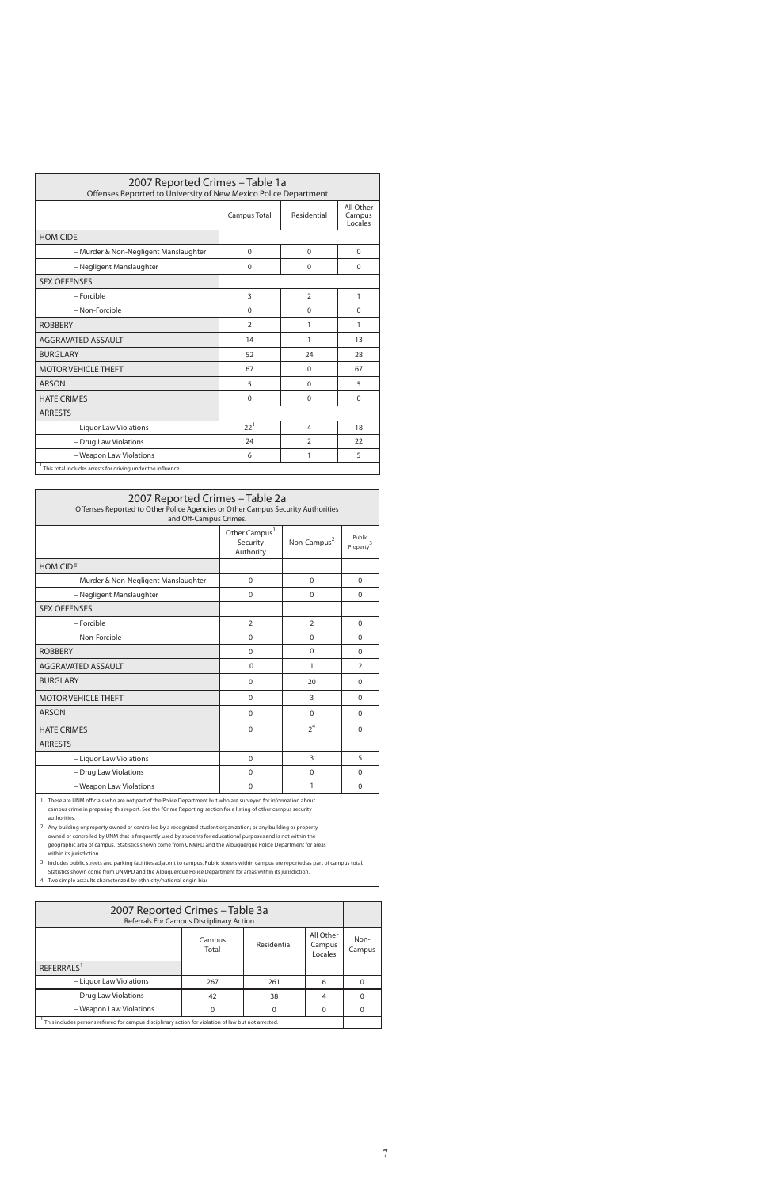## 2007 Reported Crimes – Table 1a

Offenses Reported to University of New Mexico Police Department

| | Campus Total | Residential | All Other Campus Locales |
|---|---|---|---|
| HOMICIDE | | | |
| – Murder & Non-Negligent Manslaughter | 0 | 0 | 0 |
| – Negligent Manslaughter | 0 | 0 | 0 |
| SEX OFFENSES | | | |
| – Forcible | 3 | 2 | 1 |
| – Non-Forcible | 0 | 0 | 0 |
| ROBBERY | 2 | 1 | 1 |
| AGGRAVATED ASSAULT | 14 | 1 | 13 |
| BURGLARY | 52 | 24 | 28 |
| MOTOR VEHICLE THEFT | 67 | 0 | 67 |
| ARSON | 5 | 0 | 5 |
| HATE CRIMES | 0 | 0 | 0 |
| ARRESTS | | | |
| – Liquor Law Violations | 22[1] | 4 | 18 |
| – Drug Law Violations | 24 | 2 | 22 |
| – Weapon Law Violations | 6 | 1 | 5 |

[1] This total includes arrests for driving under the influence.

## 2007 Reported Crimes – Table 2a

Offenses Reported to Other Police Agencies or Other Campus Security Authorities and Off-Campus Crimes.

| | Other Campus[1] Security Authority | Non-Campus[2] | Public Property[3] |
|---|---|---|---|
| HOMICIDE | | | |
| – Murder & Non-Negligent Manslaughter | 0 | 0 | 0 |
| – Negligent Manslaughter | 0 | 0 | 0 |
| SEX OFFENSES | | | |
| – Forcible | 2 | 2 | 0 |
| – Non-Forcible | 0 | 0 | 0 |
| ROBBERY | 0 | 0 | 0 |
| AGGRAVATED ASSAULT | 0 | 1 | 2 |
| BURGLARY | 0 | 20 | 0 |
| MOTOR VEHICLE THEFT | 0 | 3 | 0 |
| ARSON | 0 | 0 | 0 |
| HATE CRIMES | 0 | 2[4] | 0 |
| ARRESTS | | | |
| – Liquor Law Violations | 0 | 3 | 5 |
| – Drug Law Violations | 0 | 0 | 0 |
| – Weapon Law Violations | 0 | 1 | 0 |

1 These are UNM officials who are not part of the Police Department but who are surveyed for information about campus crime in preparing this report. See the "Crime Reporting" section for a listing of other campus security authorities.

2 Any building or property owned or controlled by a recognized student organization; or any building or property owned or controlled by UNM that is frequently used by students for educational purposes and is not within the geographic area of campus. Statistics shown come from UNMPD and the Albuquerque Police Department for areas within its jurisdiction.

3 Includes public streets and parking facilities adjacent to campus. Public streets within campus are reported as part of campus total. Statistics shown come from UNMPD and the Albuquerque Police Department for areas within its jurisdiction.

4 Two simple assaults characterized by ethnicity/national origin bias

## 2007 Reported Crimes – Table 3a

Referrals For Campus Disciplinary Action

| | Campus Total | Residential | All Other Campus Locales | Non-Campus |
|---|---|---|---|---|
| REFERRALS[1] | | | | |
| – Liquor Law Violations | 267 | 261 | 6 | 0 |
| – Drug Law Violations | 42 | 38 | 4 | 0 |
| – Weapon Law Violations | 0 | 0 | 0 | 0 |

[1] This includes persons referred for campus disciplinary action for violation of law but not arrested.